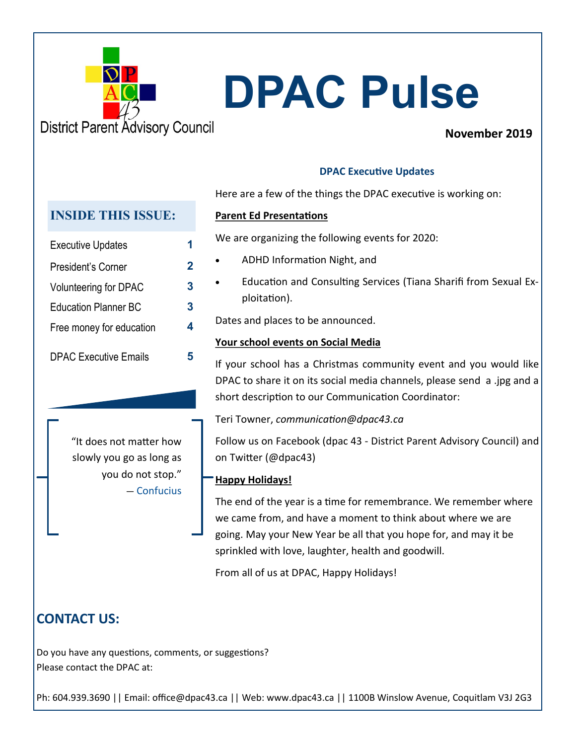District Parent Advisory Council

# DPAC Pulse

**November 2019**

## INSIDE THIS ISSUE:

| | |
|---|---|
| Executive Updates | 1 |
| President's Corner | 2 |
| Volunteering for DPAC | 3 |
| Education Planner BC | 3 |
| Free money for education | 4 |
| DPAC Executive Emails | 5 |

> "It does not matter how slowly you go as long as you do not stop."
> — Confucius

### DPAC Executive Updates

Here are a few of the things the DPAC executive is working on:

**Parent Ed Presentations**

We are organizing the following events for 2020:

- ADHD Information Night, and
- Education and Consulting Services (Tiana Sharifi from Sexual Exploitation).

Dates and places to be announced.

**Your school events on Social Media**

If your school has a Christmas community event and you would like DPAC to share it on its social media channels, please send a .jpg and a short description to our Communication Coordinator:

Teri Towner, *communication@dpac43.ca*

Follow us on Facebook (dpac 43 - District Parent Advisory Council) and on Twitter (@dpac43)

**Happy Holidays!**

The end of the year is a time for remembrance. We remember where we came from, and have a moment to think about where we are going. May your New Year be all that you hope for, and may it be sprinkled with love, laughter, health and goodwill.

From all of us at DPAC, Happy Holidays!

## CONTACT US:

Do you have any questions, comments, or suggestions?
Please contact the DPAC at:

Ph: 604.939.3690 || Email: office@dpac43.ca || Web: www.dpac43.ca || 1100B Winslow Avenue, Coquitlam V3J 2G3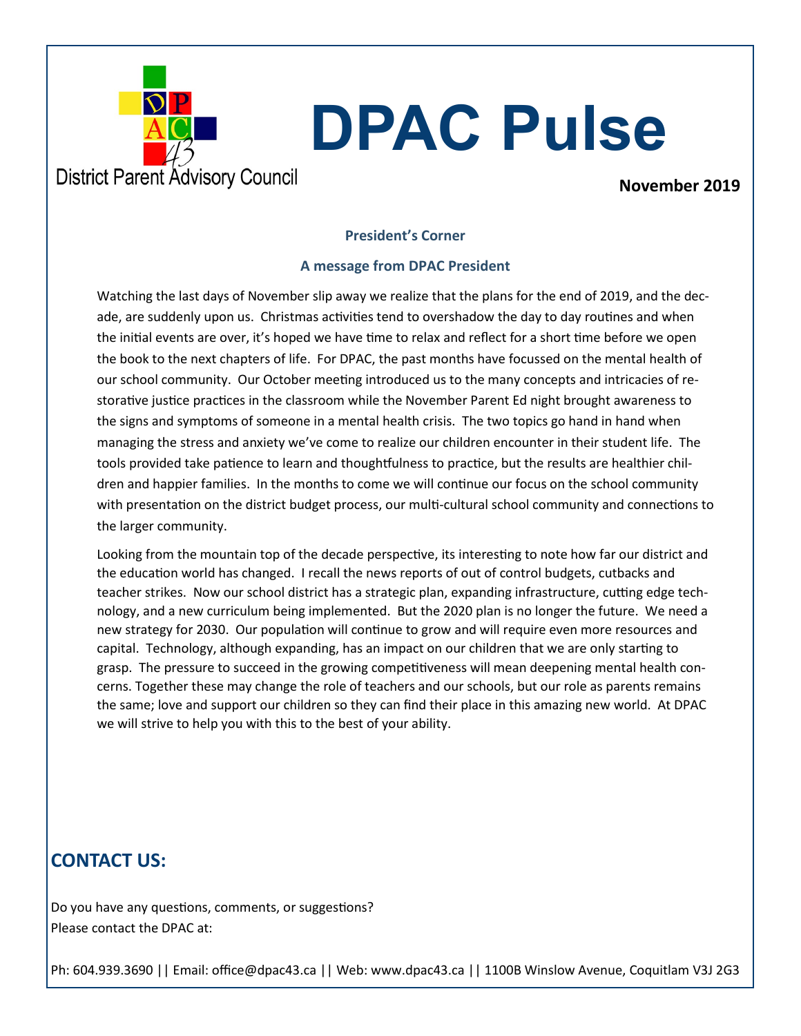District Parent Advisory Council

# DPAC Pulse

**November 2019**

### President's Corner

### A message from DPAC President

Watching the last days of November slip away we realize that the plans for the end of 2019, and the decade, are suddenly upon us. Christmas activities tend to overshadow the day to day routines and when the initial events are over, it's hoped we have time to relax and reflect for a short time before we open the book to the next chapters of life. For DPAC, the past months have focussed on the mental health of our school community. Our October meeting introduced us to the many concepts and intricacies of restorative justice practices in the classroom while the November Parent Ed night brought awareness to the signs and symptoms of someone in a mental health crisis. The two topics go hand in hand when managing the stress and anxiety we've come to realize our children encounter in their student life. The tools provided take patience to learn and thoughtfulness to practice, but the results are healthier children and happier families. In the months to come we will continue our focus on the school community with presentation on the district budget process, our multi-cultural school community and connections to the larger community.

Looking from the mountain top of the decade perspective, its interesting to note how far our district and the education world has changed. I recall the news reports of out of control budgets, cutbacks and teacher strikes. Now our school district has a strategic plan, expanding infrastructure, cutting edge technology, and a new curriculum being implemented. But the 2020 plan is no longer the future. We need a new strategy for 2030. Our population will continue to grow and will require even more resources and capital. Technology, although expanding, has an impact on our children that we are only starting to grasp. The pressure to succeed in the growing competitiveness will mean deepening mental health concerns. Together these may change the role of teachers and our schools, but our role as parents remains the same; love and support our children so they can find their place in this amazing new world. At DPAC we will strive to help you with this to the best of your ability.

## CONTACT US:

Do you have any questions, comments, or suggestions?
Please contact the DPAC at:

Ph: 604.939.3690 || Email: office@dpac43.ca || Web: www.dpac43.ca || 1100B Winslow Avenue, Coquitlam V3J 2G3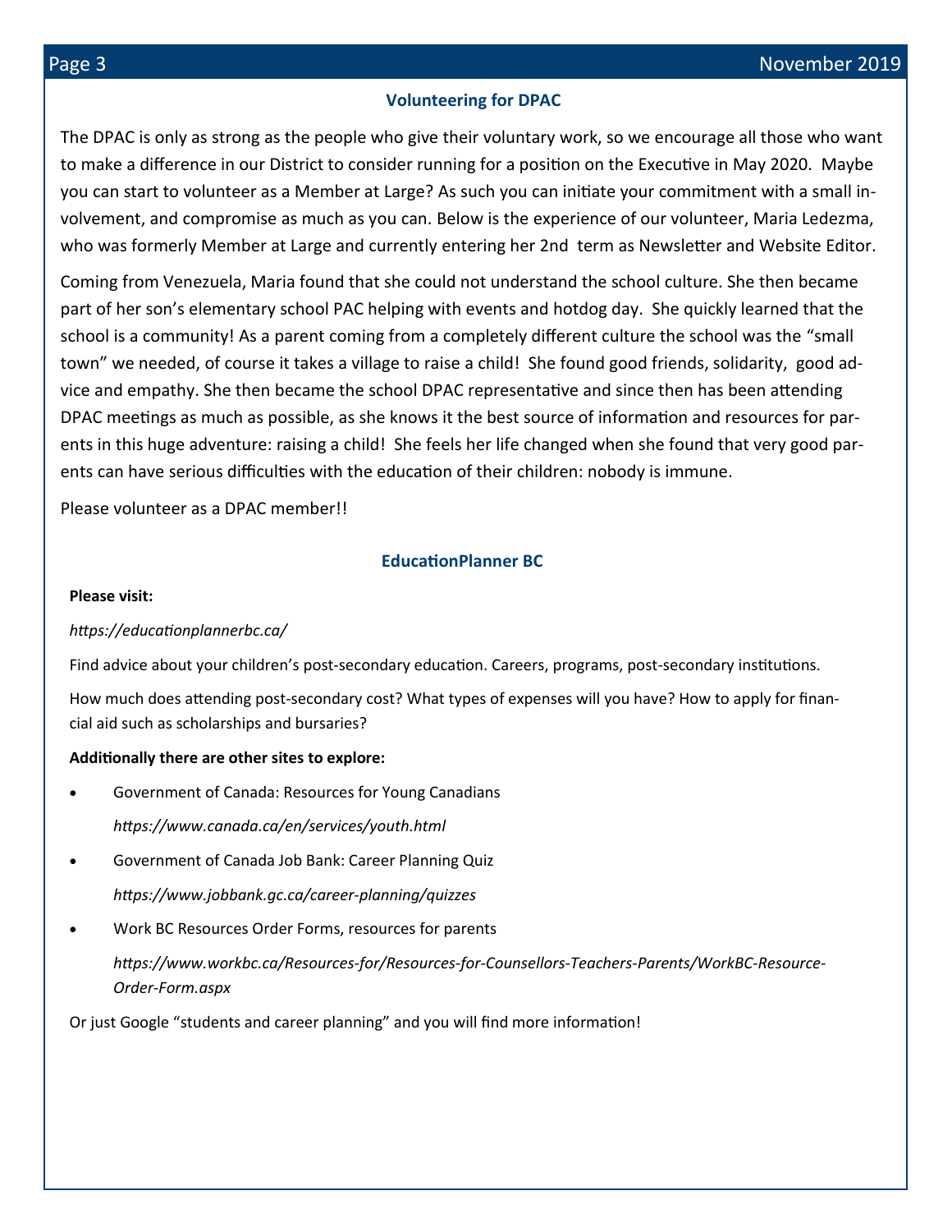## Volunteering for DPAC

The DPAC is only as strong as the people who give their voluntary work, so we encourage all those who want to make a difference in our District to consider running for a position on the Executive in May 2020. Maybe you can start to volunteer as a Member at Large? As such you can initiate your commitment with a small involvement, and compromise as much as you can. Below is the experience of our volunteer, Maria Ledezma, who was formerly Member at Large and currently entering her 2nd term as Newsletter and Website Editor.

Coming from Venezuela, Maria found that she could not understand the school culture. She then became part of her son's elementary school PAC helping with events and hotdog day. She quickly learned that the school is a community! As a parent coming from a completely different culture the school was the "small town" we needed, of course it takes a village to raise a child! She found good friends, solidarity, good advice and empathy. She then became the school DPAC representative and since then has been attending DPAC meetings as much as possible, as she knows it the best source of information and resources for parents in this huge adventure: raising a child! She feels her life changed when she found that very good parents can have serious difficulties with the education of their children: nobody is immune.

Please volunteer as a DPAC member!!

## EducationPlanner BC

**Please visit:**

*https://educationplannerbc.ca/*

Find advice about your children's post-secondary education. Careers, programs, post-secondary institutions.

How much does attending post-secondary cost? What types of expenses will you have? How to apply for financial aid such as scholarships and bursaries?

**Additionally there are other sites to explore:**

- Government of Canada: Resources for Young Canadians

  *https://www.canada.ca/en/services/youth.html*

- Government of Canada Job Bank: Career Planning Quiz

  *https://www.jobbank.gc.ca/career-planning/quizzes*

- Work BC Resources Order Forms, resources for parents

  *https://www.workbc.ca/Resources-for/Resources-for-Counsellors-Teachers-Parents/WorkBC-Resource-Order-Form.aspx*

Or just Google "students and career planning" and you will find more information!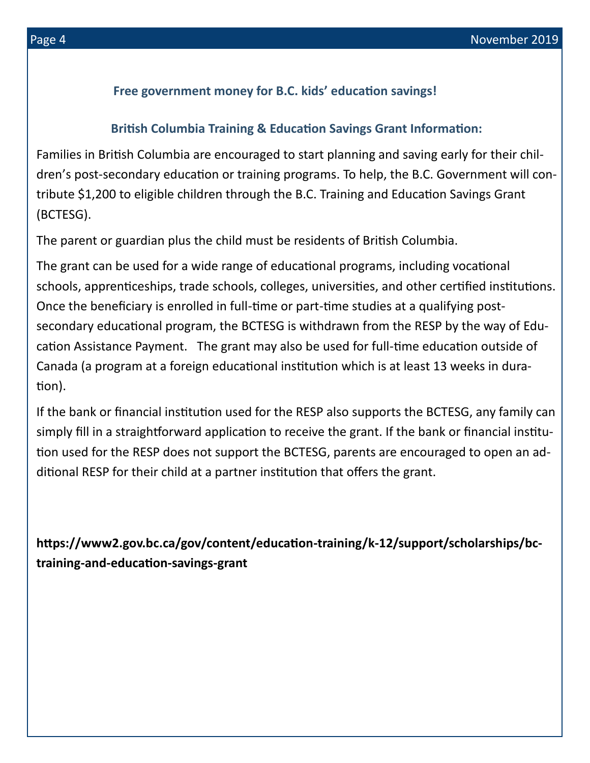## Free government money for B.C. kids' education savings!

### British Columbia Training & Education Savings Grant Information:

Families in British Columbia are encouraged to start planning and saving early for their children's post-secondary education or training programs. To help, the B.C. Government will contribute $1,200 to eligible children through the B.C. Training and Education Savings Grant (BCTESG).

The parent or guardian plus the child must be residents of British Columbia.

The grant can be used for a wide range of educational programs, including vocational schools, apprenticeships, trade schools, colleges, universities, and other certified institutions. Once the beneficiary is enrolled in full-time or part-time studies at a qualifying post-secondary educational program, the BCTESG is withdrawn from the RESP by the way of Education Assistance Payment. The grant may also be used for full-time education outside of Canada (a program at a foreign educational institution which is at least 13 weeks in duration).

If the bank or financial institution used for the RESP also supports the BCTESG, any family can simply fill in a straightforward application to receive the grant. If the bank or financial institution used for the RESP does not support the BCTESG, parents are encouraged to open an additional RESP for their child at a partner institution that offers the grant.

**https://www2.gov.bc.ca/gov/content/education-training/k-12/support/scholarships/bc-training-and-education-savings-grant**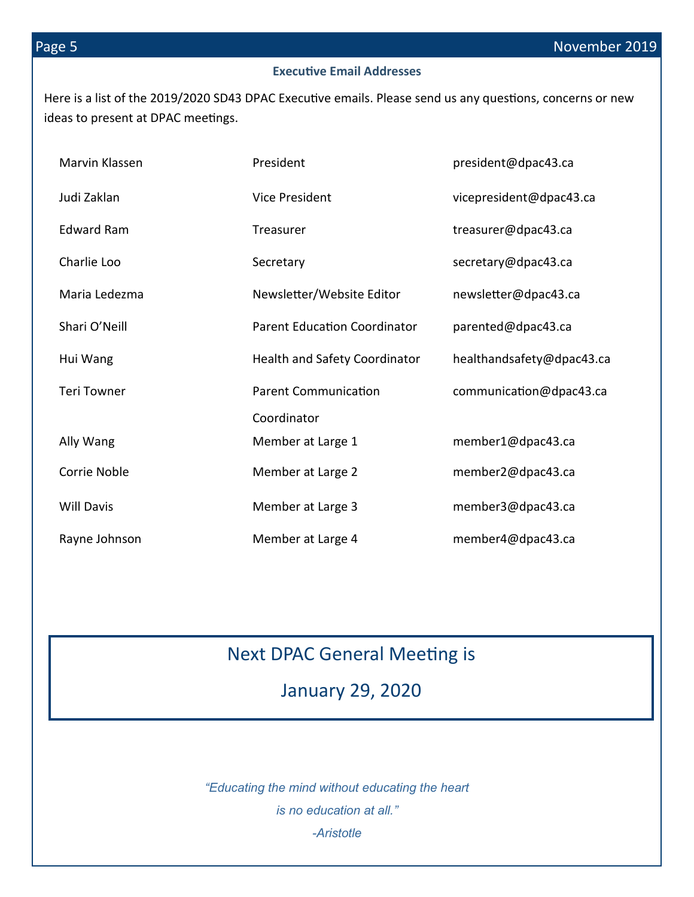### Executive Email Addresses

Here is a list of the 2019/2020 SD43 DPAC Executive emails. Please send us any questions, concerns or new ideas to present at DPAC meetings.

| | | |
|---|---|---|
| Marvin Klassen | President | president@dpac43.ca |
| Judi Zaklan | Vice President | vicepresident@dpac43.ca |
| Edward Ram | Treasurer | treasurer@dpac43.ca |
| Charlie Loo | Secretary | secretary@dpac43.ca |
| Maria Ledezma | Newsletter/Website Editor | newsletter@dpac43.ca |
| Shari O'Neill | Parent Education Coordinator | parented@dpac43.ca |
| Hui Wang | Health and Safety Coordinator | healthandsafety@dpac43.ca |
| Teri Towner | Parent Communication Coordinator | communication@dpac43.ca |
| Ally Wang | Member at Large 1 | member1@dpac43.ca |
| Corrie Noble | Member at Large 2 | member2@dpac43.ca |
| Will Davis | Member at Large 3 | member3@dpac43.ca |
| Rayne Johnson | Member at Large 4 | member4@dpac43.ca |

## Next DPAC General Meeting is

## January 29, 2020

*"Educating the mind without educating the heart*

*is no education at all."*

*-Aristotle*